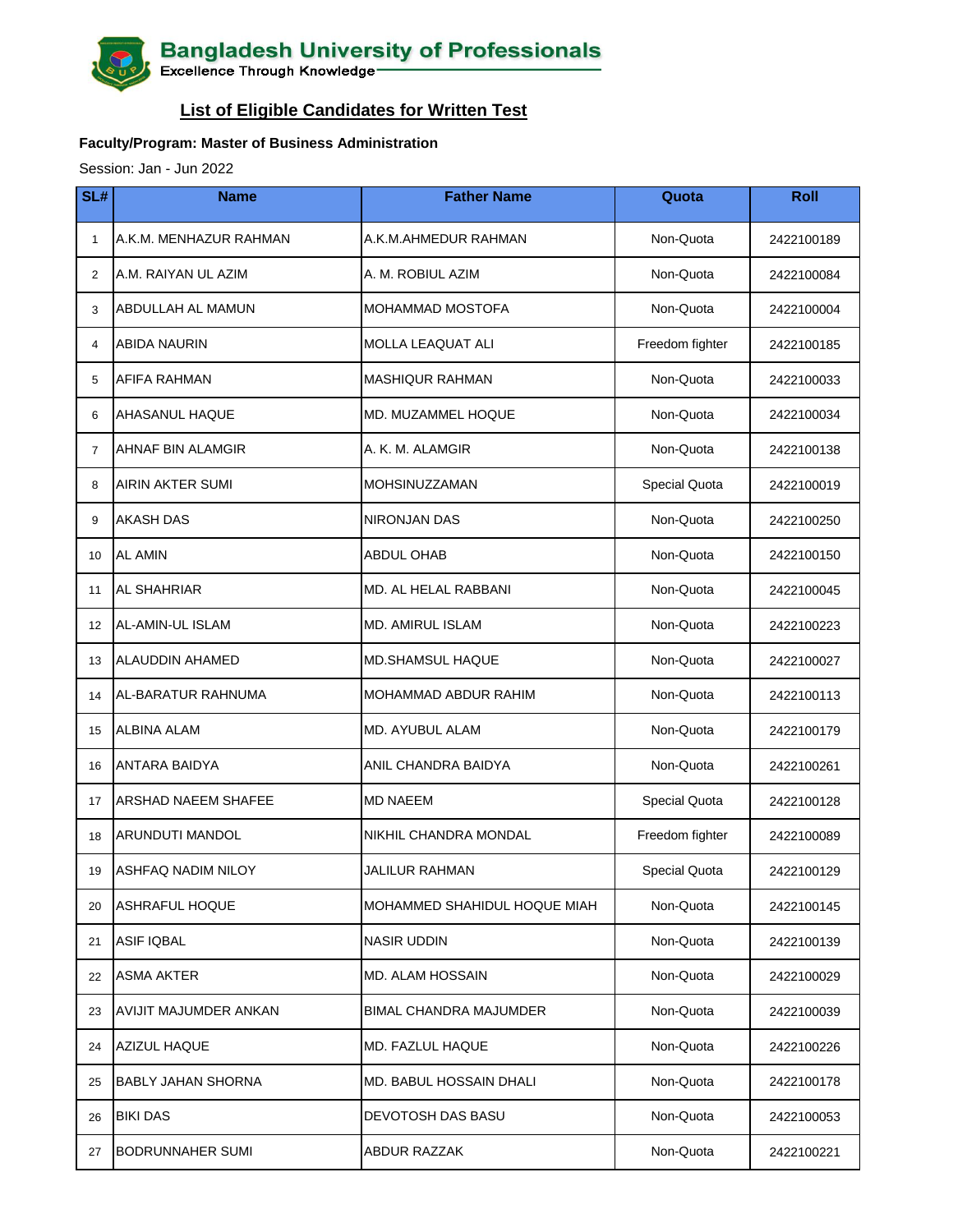# Bangladesh University of Professionals

Excellence Through Knowledge

## List of Eligible Candidates for Written Test

**Faculty/Program: Master of Business Administration**

Session: Jan - Jun 2022

| SL# | Name | Father Name | Quota | Roll |
|---|---|---|---|---|
| 1 | A.K.M. MENHAZUR RAHMAN | A.K.M.AHMEDUR RAHMAN | Non-Quota | 2422100189 |
| 2 | A.M. RAIYAN UL AZIM | A. M. ROBIUL AZIM | Non-Quota | 2422100084 |
| 3 | ABDULLAH AL MAMUN | MOHAMMAD MOSTOFA | Non-Quota | 2422100004 |
| 4 | ABIDA NAURIN | MOLLA LEAQUAT ALI | Freedom fighter | 2422100185 |
| 5 | AFIFA RAHMAN | MASHIQUR RAHMAN | Non-Quota | 2422100033 |
| 6 | AHASANUL HAQUE | MD. MUZAMMEL HOQUE | Non-Quota | 2422100034 |
| 7 | AHNAF BIN ALAMGIR | A. K. M. ALAMGIR | Non-Quota | 2422100138 |
| 8 | AIRIN AKTER SUMI | MOHSINUZZAMAN | Special Quota | 2422100019 |
| 9 | AKASH DAS | NIRONJAN DAS | Non-Quota | 2422100250 |
| 10 | AL AMIN | ABDUL OHAB | Non-Quota | 2422100150 |
| 11 | AL SHAHRIAR | MD. AL HELAL RABBANI | Non-Quota | 2422100045 |
| 12 | AL-AMIN-UL ISLAM | MD. AMIRUL ISLAM | Non-Quota | 2422100223 |
| 13 | ALAUDDIN AHAMED | MD.SHAMSUL HAQUE | Non-Quota | 2422100027 |
| 14 | AL-BARATUR RAHNUMA | MOHAMMAD ABDUR RAHIM | Non-Quota | 2422100113 |
| 15 | ALBINA ALAM | MD. AYUBUL ALAM | Non-Quota | 2422100179 |
| 16 | ANTARA BAIDYA | ANIL CHANDRA BAIDYA | Non-Quota | 2422100261 |
| 17 | ARSHAD NAEEM SHAFEE | MD NAEEM | Special Quota | 2422100128 |
| 18 | ARUNDUTI MANDOL | NIKHIL CHANDRA MONDAL | Freedom fighter | 2422100089 |
| 19 | ASHFAQ NADIM NILOY | JALILUR RAHMAN | Special Quota | 2422100129 |
| 20 | ASHRAFUL HOQUE | MOHAMMED SHAHIDUL HOQUE MIAH | Non-Quota | 2422100145 |
| 21 | ASIF IQBAL | NASIR UDDIN | Non-Quota | 2422100139 |
| 22 | ASMA AKTER | MD. ALAM HOSSAIN | Non-Quota | 2422100029 |
| 23 | AVIJIT MAJUMDER ANKAN | BIMAL CHANDRA MAJUMDER | Non-Quota | 2422100039 |
| 24 | AZIZUL HAQUE | MD. FAZLUL HAQUE | Non-Quota | 2422100226 |
| 25 | BABLY JAHAN SHORNA | MD. BABUL HOSSAIN DHALI | Non-Quota | 2422100178 |
| 26 | BIKI DAS | DEVOTOSH DAS BASU | Non-Quota | 2422100053 |
| 27 | BODRUNNAHER SUMI | ABDUR RAZZAK | Non-Quota | 2422100221 |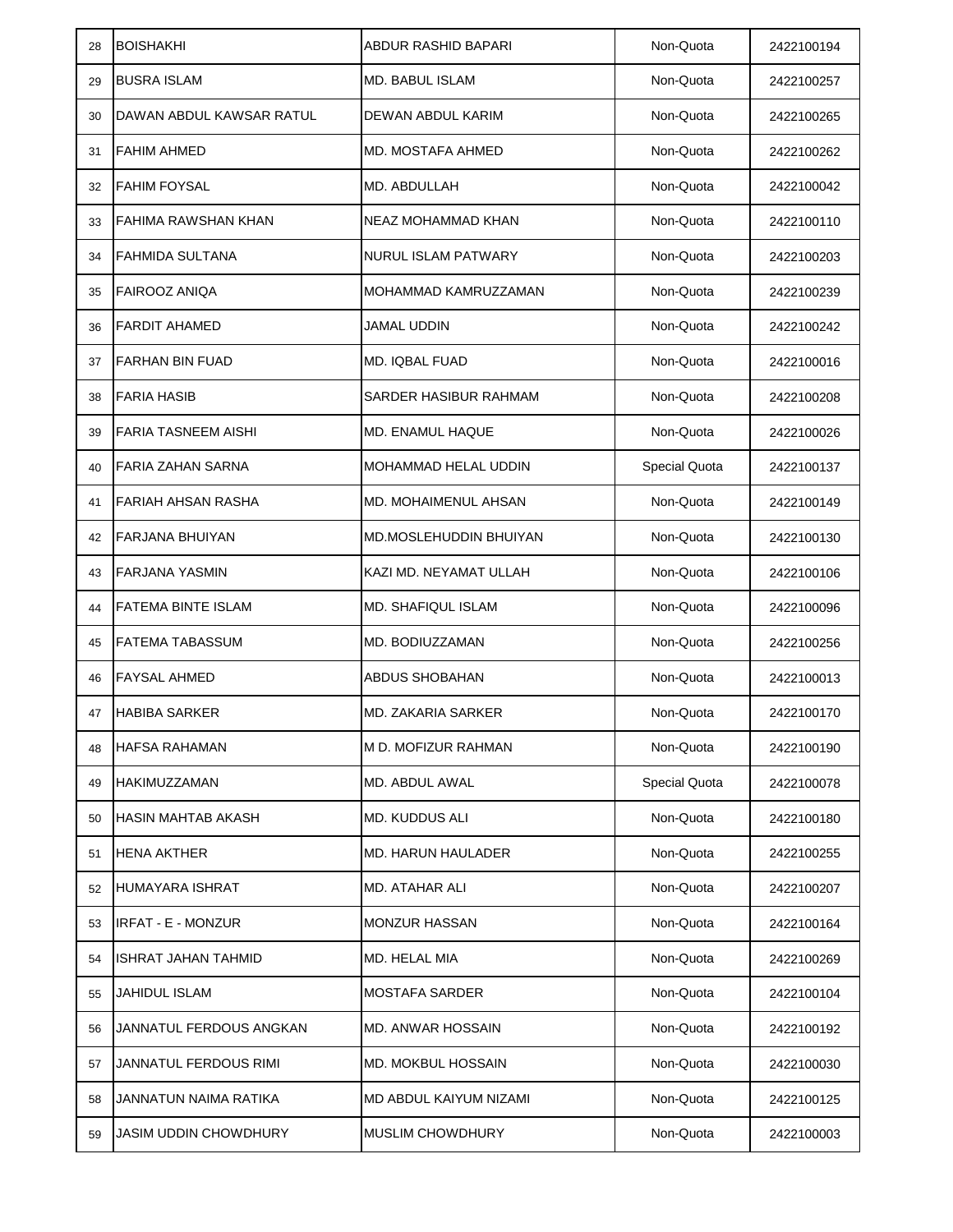| | | | | |
|---|---|---|---|---|
| 28 | BOISHAKHI | ABDUR RASHID BAPARI | Non-Quota | 2422100194 |
| 29 | BUSRA ISLAM | MD. BABUL ISLAM | Non-Quota | 2422100257 |
| 30 | DAWAN ABDUL KAWSAR RATUL | DEWAN ABDUL KARIM | Non-Quota | 2422100265 |
| 31 | FAHIM AHMED | MD. MOSTAFA AHMED | Non-Quota | 2422100262 |
| 32 | FAHIM FOYSAL | MD. ABDULLAH | Non-Quota | 2422100042 |
| 33 | FAHIMA RAWSHAN KHAN | NEAZ MOHAMMAD KHAN | Non-Quota | 2422100110 |
| 34 | FAHMIDA SULTANA | NURUL ISLAM PATWARY | Non-Quota | 2422100203 |
| 35 | FAIROOZ ANIQA | MOHAMMAD KAMRUZZAMAN | Non-Quota | 2422100239 |
| 36 | FARDIT AHAMED | JAMAL UDDIN | Non-Quota | 2422100242 |
| 37 | FARHAN BIN FUAD | MD. IQBAL FUAD | Non-Quota | 2422100016 |
| 38 | FARIA HASIB | SARDER HASIBUR RAHMAM | Non-Quota | 2422100208 |
| 39 | FARIA TASNEEM AISHI | MD. ENAMUL HAQUE | Non-Quota | 2422100026 |
| 40 | FARIA ZAHAN SARNA | MOHAMMAD HELAL UDDIN | Special Quota | 2422100137 |
| 41 | FARIAH AHSAN RASHA | MD. MOHAIMENUL AHSAN | Non-Quota | 2422100149 |
| 42 | FARJANA BHUIYAN | MD.MOSLEHUDDIN BHUIYAN | Non-Quota | 2422100130 |
| 43 | FARJANA YASMIN | KAZI MD. NEYAMAT ULLAH | Non-Quota | 2422100106 |
| 44 | FATEMA BINTE ISLAM | MD. SHAFIQUL ISLAM | Non-Quota | 2422100096 |
| 45 | FATEMA TABASSUM | MD. BODIUZZAMAN | Non-Quota | 2422100256 |
| 46 | FAYSAL AHMED | ABDUS SHOBAHAN | Non-Quota | 2422100013 |
| 47 | HABIBA SARKER | MD. ZAKARIA SARKER | Non-Quota | 2422100170 |
| 48 | HAFSA RAHAMAN | M D. MOFIZUR RAHMAN | Non-Quota | 2422100190 |
| 49 | HAKIMUZZAMAN | MD. ABDUL AWAL | Special Quota | 2422100078 |
| 50 | HASIN MAHTAB AKASH | MD. KUDDUS ALI | Non-Quota | 2422100180 |
| 51 | HENA AKTHER | MD. HARUN HAULADER | Non-Quota | 2422100255 |
| 52 | HUMAYARA ISHRAT | MD. ATAHAR ALI | Non-Quota | 2422100207 |
| 53 | IRFAT - E - MONZUR | MONZUR HASSAN | Non-Quota | 2422100164 |
| 54 | ISHRAT JAHAN TAHMID | MD. HELAL MIA | Non-Quota | 2422100269 |
| 55 | JAHIDUL ISLAM | MOSTAFA SARDER | Non-Quota | 2422100104 |
| 56 | JANNATUL FERDOUS ANGKAN | MD. ANWAR HOSSAIN | Non-Quota | 2422100192 |
| 57 | JANNATUL FERDOUS RIMI | MD. MOKBUL HOSSAIN | Non-Quota | 2422100030 |
| 58 | JANNATUN NAIMA RATIKA | MD ABDUL KAIYUM NIZAMI | Non-Quota | 2422100125 |
| 59 | JASIM UDDIN CHOWDHURY | MUSLIM CHOWDHURY | Non-Quota | 2422100003 |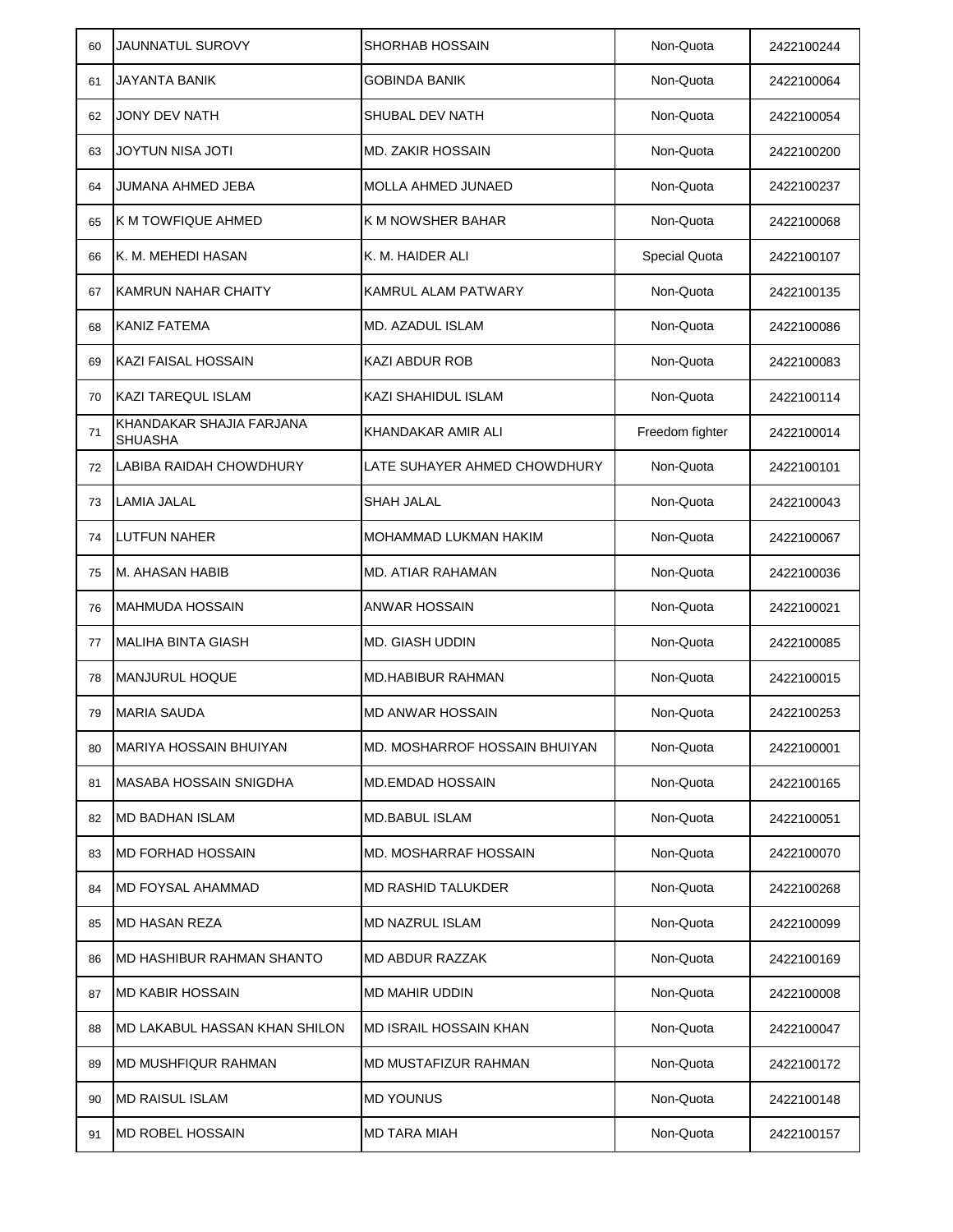| | | | | |
|---|---|---|---|---|
| 60 | JAUNNATUL SUROVY | SHORHAB HOSSAIN | Non-Quota | 2422100244 |
| 61 | JAYANTA BANIK | GOBINDA BANIK | Non-Quota | 2422100064 |
| 62 | JONY DEV NATH | SHUBAL DEV NATH | Non-Quota | 2422100054 |
| 63 | JOYTUN NISA JOTI | MD. ZAKIR HOSSAIN | Non-Quota | 2422100200 |
| 64 | JUMANA AHMED JEBA | MOLLA AHMED JUNAED | Non-Quota | 2422100237 |
| 65 | K M TOWFIQUE AHMED | K M NOWSHER BAHAR | Non-Quota | 2422100068 |
| 66 | K. M. MEHEDI HASAN | K. M. HAIDER ALI | Special Quota | 2422100107 |
| 67 | KAMRUN NAHAR CHAITY | KAMRUL ALAM PATWARY | Non-Quota | 2422100135 |
| 68 | KANIZ FATEMA | MD. AZADUL ISLAM | Non-Quota | 2422100086 |
| 69 | KAZI FAISAL HOSSAIN | KAZI ABDUR ROB | Non-Quota | 2422100083 |
| 70 | KAZI TAREQUL ISLAM | KAZI SHAHIDUL ISLAM | Non-Quota | 2422100114 |
| 71 | KHANDAKAR SHAJIA FARJANA SHUASHA | KHANDAKAR AMIR ALI | Freedom fighter | 2422100014 |
| 72 | LABIBA RAIDAH CHOWDHURY | LATE SUHAYER AHMED CHOWDHURY | Non-Quota | 2422100101 |
| 73 | LAMIA JALAL | SHAH JALAL | Non-Quota | 2422100043 |
| 74 | LUTFUN NAHER | MOHAMMAD LUKMAN HAKIM | Non-Quota | 2422100067 |
| 75 | M. AHASAN HABIB | MD. ATIAR RAHAMAN | Non-Quota | 2422100036 |
| 76 | MAHMUDA HOSSAIN | ANWAR HOSSAIN | Non-Quota | 2422100021 |
| 77 | MALIHA BINTA GIASH | MD. GIASH UDDIN | Non-Quota | 2422100085 |
| 78 | MANJURUL HOQUE | MD.HABIBUR RAHMAN | Non-Quota | 2422100015 |
| 79 | MARIA SAUDA | MD ANWAR HOSSAIN | Non-Quota | 2422100253 |
| 80 | MARIYA HOSSAIN BHUIYAN | MD. MOSHARROF HOSSAIN BHUIYAN | Non-Quota | 2422100001 |
| 81 | MASABA HOSSAIN SNIGDHA | MD.EMDAD HOSSAIN | Non-Quota | 2422100165 |
| 82 | MD BADHAN ISLAM | MD.BABUL ISLAM | Non-Quota | 2422100051 |
| 83 | MD FORHAD HOSSAIN | MD. MOSHARRAF HOSSAIN | Non-Quota | 2422100070 |
| 84 | MD FOYSAL AHAMMAD | MD RASHID TALUKDER | Non-Quota | 2422100268 |
| 85 | MD HASAN REZA | MD NAZRUL ISLAM | Non-Quota | 2422100099 |
| 86 | MD HASHIBUR RAHMAN SHANTO | MD ABDUR RAZZAK | Non-Quota | 2422100169 |
| 87 | MD KABIR HOSSAIN | MD MAHIR UDDIN | Non-Quota | 2422100008 |
| 88 | MD LAKABUL HASSAN KHAN SHILON | MD ISRAIL HOSSAIN KHAN | Non-Quota | 2422100047 |
| 89 | MD MUSHFIQUR RAHMAN | MD MUSTAFIZUR RAHMAN | Non-Quota | 2422100172 |
| 90 | MD RAISUL ISLAM | MD YOUNUS | Non-Quota | 2422100148 |
| 91 | MD ROBEL HOSSAIN | MD TARA MIAH | Non-Quota | 2422100157 |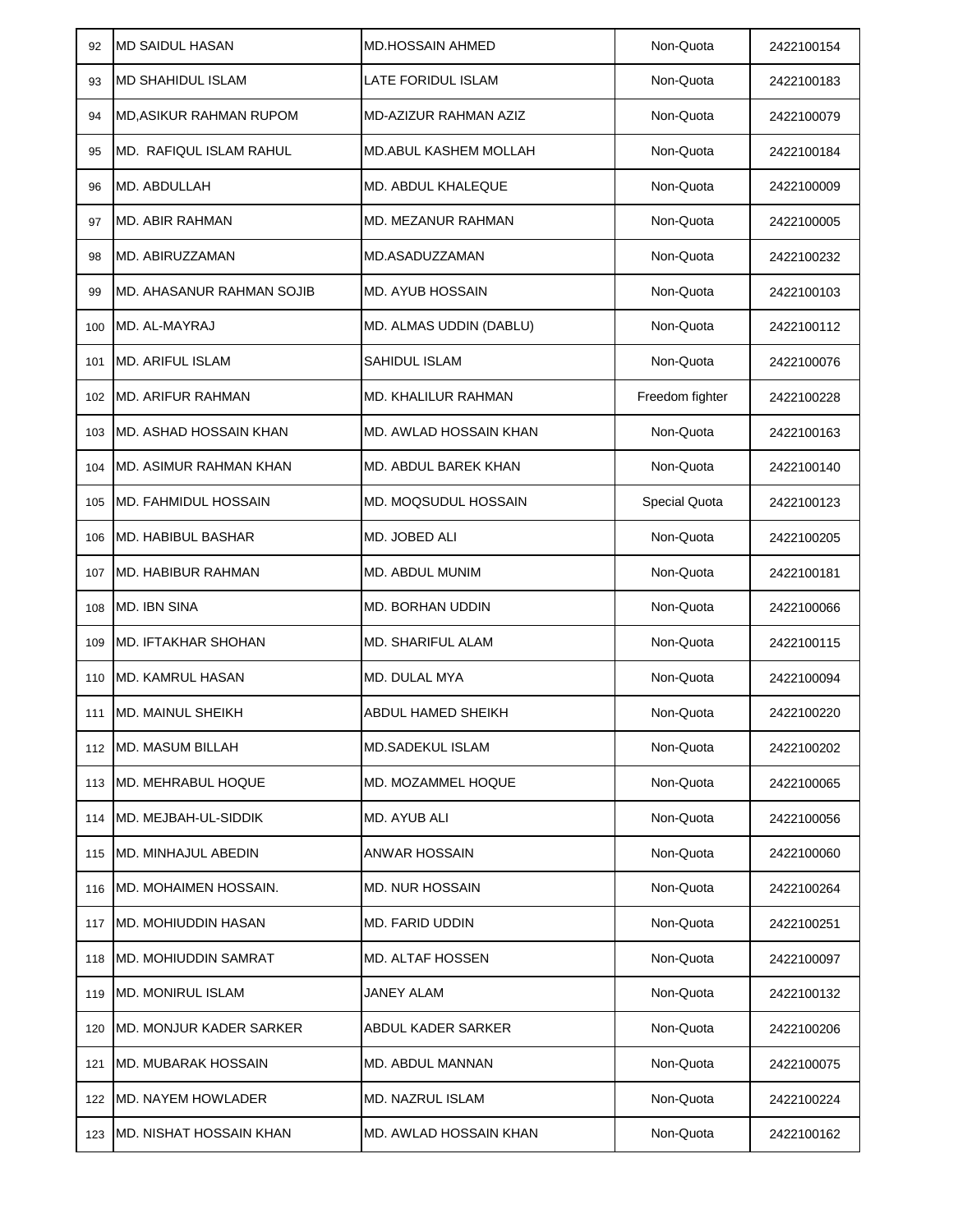| | | | | |
|---|---|---|---|---|
| 92 | MD SAIDUL HASAN | MD.HOSSAIN AHMED | Non-Quota | 2422100154 |
| 93 | MD SHAHIDUL ISLAM | LATE FORIDUL ISLAM | Non-Quota | 2422100183 |
| 94 | MD,ASIKUR RAHMAN RUPOM | MD-AZIZUR RAHMAN AZIZ | Non-Quota | 2422100079 |
| 95 | MD. RAFIQUL ISLAM RAHUL | MD.ABUL KASHEM MOLLAH | Non-Quota | 2422100184 |
| 96 | MD. ABDULLAH | MD. ABDUL KHALEQUE | Non-Quota | 2422100009 |
| 97 | MD. ABIR RAHMAN | MD. MEZANUR RAHMAN | Non-Quota | 2422100005 |
| 98 | MD. ABIRUZZAMAN | MD.ASADUZZAMAN | Non-Quota | 2422100232 |
| 99 | MD. AHASANUR RAHMAN SOJIB | MD. AYUB HOSSAIN | Non-Quota | 2422100103 |
| 100 | MD. AL-MAYRAJ | MD. ALMAS UDDIN (DABLU) | Non-Quota | 2422100112 |
| 101 | MD. ARIFUL ISLAM | SAHIDUL ISLAM | Non-Quota | 2422100076 |
| 102 | MD. ARIFUR RAHMAN | MD. KHALILUR RAHMAN | Freedom fighter | 2422100228 |
| 103 | MD. ASHAD HOSSAIN KHAN | MD. AWLAD HOSSAIN KHAN | Non-Quota | 2422100163 |
| 104 | MD. ASIMUR RAHMAN KHAN | MD. ABDUL BAREK KHAN | Non-Quota | 2422100140 |
| 105 | MD. FAHMIDUL HOSSAIN | MD. MOQSUDUL HOSSAIN | Special Quota | 2422100123 |
| 106 | MD. HABIBUL BASHAR | MD. JOBED ALI | Non-Quota | 2422100205 |
| 107 | MD. HABIBUR RAHMAN | MD. ABDUL MUNIM | Non-Quota | 2422100181 |
| 108 | MD. IBN SINA | MD. BORHAN UDDIN | Non-Quota | 2422100066 |
| 109 | MD. IFTAKHAR SHOHAN | MD. SHARIFUL ALAM | Non-Quota | 2422100115 |
| 110 | MD. KAMRUL HASAN | MD. DULAL MYA | Non-Quota | 2422100094 |
| 111 | MD. MAINUL SHEIKH | ABDUL HAMED SHEIKH | Non-Quota | 2422100220 |
| 112 | MD. MASUM BILLAH | MD.SADEKUL ISLAM | Non-Quota | 2422100202 |
| 113 | MD. MEHRABUL HOQUE | MD. MOZAMMEL HOQUE | Non-Quota | 2422100065 |
| 114 | MD. MEJBAH-UL-SIDDIK | MD. AYUB ALI | Non-Quota | 2422100056 |
| 115 | MD. MINHAJUL ABEDIN | ANWAR HOSSAIN | Non-Quota | 2422100060 |
| 116 | MD. MOHAIMEN HOSSAIN. | MD. NUR HOSSAIN | Non-Quota | 2422100264 |
| 117 | MD. MOHIUDDIN HASAN | MD. FARID UDDIN | Non-Quota | 2422100251 |
| 118 | MD. MOHIUDDIN SAMRAT | MD. ALTAF HOSSEN | Non-Quota | 2422100097 |
| 119 | MD. MONIRUL ISLAM | JANEY ALAM | Non-Quota | 2422100132 |
| 120 | MD. MONJUR KADER SARKER | ABDUL KADER SARKER | Non-Quota | 2422100206 |
| 121 | MD. MUBARAK HOSSAIN | MD. ABDUL MANNAN | Non-Quota | 2422100075 |
| 122 | MD. NAYEM HOWLADER | MD. NAZRUL ISLAM | Non-Quota | 2422100224 |
| 123 | MD. NISHAT HOSSAIN KHAN | MD. AWLAD HOSSAIN KHAN | Non-Quota | 2422100162 |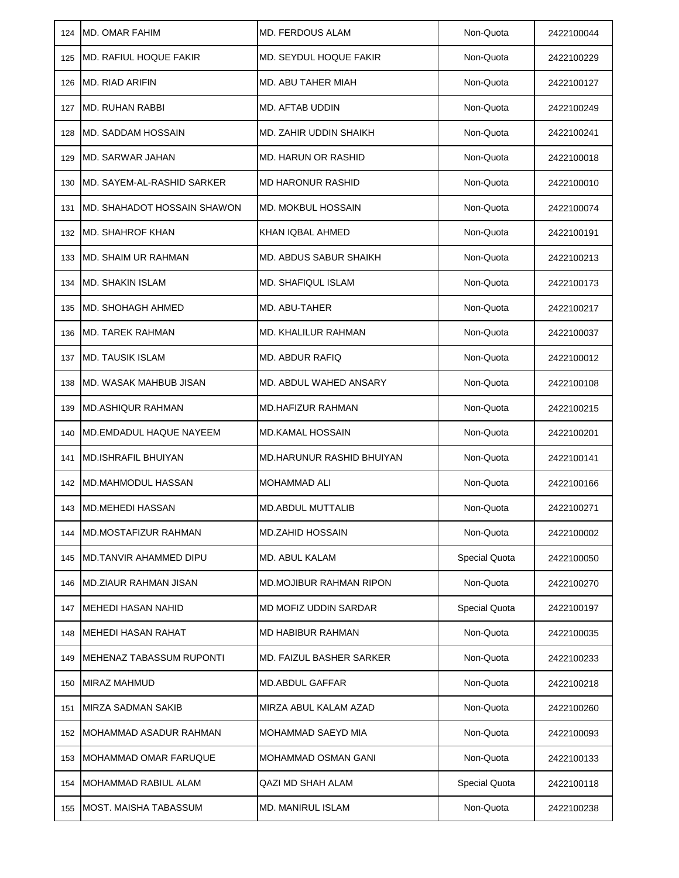| | | | | |
|---|---|---|---|---|
| 124 | MD. OMAR FAHIM | MD. FERDOUS ALAM | Non-Quota | 2422100044 |
| 125 | MD. RAFIUL HOQUE FAKIR | MD. SEYDUL HOQUE FAKIR | Non-Quota | 2422100229 |
| 126 | MD. RIAD ARIFIN | MD. ABU TAHER MIAH | Non-Quota | 2422100127 |
| 127 | MD. RUHAN RABBI | MD. AFTAB UDDIN | Non-Quota | 2422100249 |
| 128 | MD. SADDAM HOSSAIN | MD. ZAHIR UDDIN SHAIKH | Non-Quota | 2422100241 |
| 129 | MD. SARWAR JAHAN | MD. HARUN OR RASHID | Non-Quota | 2422100018 |
| 130 | MD. SAYEM-AL-RASHID SARKER | MD HARONUR RASHID | Non-Quota | 2422100010 |
| 131 | MD. SHAHADOT HOSSAIN SHAWON | MD. MOKBUL HOSSAIN | Non-Quota | 2422100074 |
| 132 | MD. SHAHROF KHAN | KHAN IQBAL AHMED | Non-Quota | 2422100191 |
| 133 | MD. SHAIM UR RAHMAN | MD. ABDUS SABUR SHAIKH | Non-Quota | 2422100213 |
| 134 | MD. SHAKIN ISLAM | MD. SHAFIQUL ISLAM | Non-Quota | 2422100173 |
| 135 | MD. SHOHAGH AHMED | MD. ABU-TAHER | Non-Quota | 2422100217 |
| 136 | MD. TAREK RAHMAN | MD. KHALILUR RAHMAN | Non-Quota | 2422100037 |
| 137 | MD. TAUSIK ISLAM | MD. ABDUR RAFIQ | Non-Quota | 2422100012 |
| 138 | MD. WASAK MAHBUB JISAN | MD. ABDUL WAHED ANSARY | Non-Quota | 2422100108 |
| 139 | MD.ASHIQUR RAHMAN | MD.HAFIZUR RAHMAN | Non-Quota | 2422100215 |
| 140 | MD.EMDADUL HAQUE NAYEEM | MD.KAMAL HOSSAIN | Non-Quota | 2422100201 |
| 141 | MD.ISHRAFIL BHUIYAN | MD.HARUNUR RASHID BHUIYAN | Non-Quota | 2422100141 |
| 142 | MD.MAHMODUL HASSAN | MOHAMMAD ALI | Non-Quota | 2422100166 |
| 143 | MD.MEHEDI HASSAN | MD.ABDUL MUTTALIB | Non-Quota | 2422100271 |
| 144 | MD.MOSTAFIZUR RAHMAN | MD.ZAHID HOSSAIN | Non-Quota | 2422100002 |
| 145 | MD.TANVIR AHAMMED DIPU | MD. ABUL KALAM | Special Quota | 2422100050 |
| 146 | MD.ZIAUR RAHMAN JISAN | MD.MOJIBUR RAHMAN RIPON | Non-Quota | 2422100270 |
| 147 | MEHEDI HASAN NAHID | MD MOFIZ UDDIN SARDAR | Special Quota | 2422100197 |
| 148 | MEHEDI HASAN RAHAT | MD HABIBUR RAHMAN | Non-Quota | 2422100035 |
| 149 | MEHENAZ TABASSUM RUPONTI | MD. FAIZUL BASHER SARKER | Non-Quota | 2422100233 |
| 150 | MIRAZ MAHMUD | MD.ABDUL GAFFAR | Non-Quota | 2422100218 |
| 151 | MIRZA SADMAN SAKIB | MIRZA ABUL KALAM AZAD | Non-Quota | 2422100260 |
| 152 | MOHAMMAD ASADUR RAHMAN | MOHAMMAD SAEYD MIA | Non-Quota | 2422100093 |
| 153 | MOHAMMAD OMAR FARUQUE | MOHAMMAD OSMAN GANI | Non-Quota | 2422100133 |
| 154 | MOHAMMAD RABIUL ALAM | QAZI MD SHAH ALAM | Special Quota | 2422100118 |
| 155 | MOST. MAISHA TABASSUM | MD. MANIRUL ISLAM | Non-Quota | 2422100238 |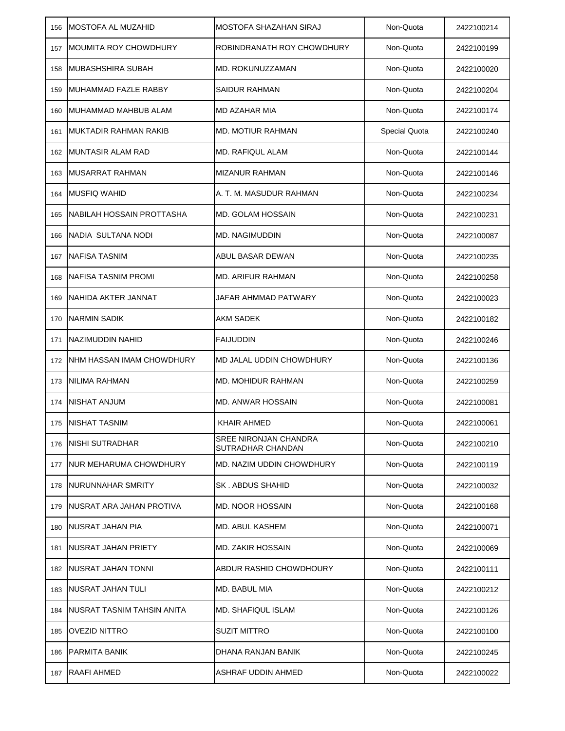| | | | | |
|---|---|---|---|---|
| 156 | MOSTOFA AL MUZAHID | MOSTOFA SHAZAHAN SIRAJ | Non-Quota | 2422100214 |
| 157 | MOUMITA ROY CHOWDHURY | ROBINDRANATH ROY CHOWDHURY | Non-Quota | 2422100199 |
| 158 | MUBASHSHIRA SUBAH | MD. ROKUNUZZAMAN | Non-Quota | 2422100020 |
| 159 | MUHAMMAD FAZLE RABBY | SAIDUR RAHMAN | Non-Quota | 2422100204 |
| 160 | MUHAMMAD MAHBUB ALAM | MD AZAHAR MIA | Non-Quota | 2422100174 |
| 161 | MUKTADIR RAHMAN RAKIB | MD. MOTIUR RAHMAN | Special Quota | 2422100240 |
| 162 | MUNTASIR ALAM RAD | MD. RAFIQUL ALAM | Non-Quota | 2422100144 |
| 163 | MUSARRAT RAHMAN | MIZANUR RAHMAN | Non-Quota | 2422100146 |
| 164 | MUSFIQ WAHID | A. T. M. MASUDUR RAHMAN | Non-Quota | 2422100234 |
| 165 | NABILAH HOSSAIN PROTTASHA | MD. GOLAM HOSSAIN | Non-Quota | 2422100231 |
| 166 | NADIA SULTANA NODI | MD. NAGIMUDDIN | Non-Quota | 2422100087 |
| 167 | NAFISA TASNIM | ABUL BASAR DEWAN | Non-Quota | 2422100235 |
| 168 | NAFISA TASNIM PROMI | MD. ARIFUR RAHMAN | Non-Quota | 2422100258 |
| 169 | NAHIDA AKTER JANNAT | JAFAR AHMMAD PATWARY | Non-Quota | 2422100023 |
| 170 | NARMIN SADIK | AKM SADEK | Non-Quota | 2422100182 |
| 171 | NAZIMUDDIN NAHID | FAIJUDDIN | Non-Quota | 2422100246 |
| 172 | NHM HASSAN IMAM CHOWDHURY | MD JALAL UDDIN CHOWDHURY | Non-Quota | 2422100136 |
| 173 | NILIMA RAHMAN | MD. MOHIDUR RAHMAN | Non-Quota | 2422100259 |
| 174 | NISHAT ANJUM | MD. ANWAR HOSSAIN | Non-Quota | 2422100081 |
| 175 | NISHAT TASNIM | KHAIR AHMED | Non-Quota | 2422100061 |
| 176 | NISHI SUTRADHAR | SREE NIRONJAN CHANDRA SUTRADHAR CHANDAN | Non-Quota | 2422100210 |
| 177 | NUR MEHARUMA CHOWDHURY | MD. NAZIM UDDIN CHOWDHURY | Non-Quota | 2422100119 |
| 178 | NURUNNAHAR SMRITY | SK . ABDUS SHAHID | Non-Quota | 2422100032 |
| 179 | NUSRAT ARA JAHAN PROTIVA | MD. NOOR HOSSAIN | Non-Quota | 2422100168 |
| 180 | NUSRAT JAHAN PIA | MD. ABUL KASHEM | Non-Quota | 2422100071 |
| 181 | NUSRAT JAHAN PRIETY | MD. ZAKIR HOSSAIN | Non-Quota | 2422100069 |
| 182 | NUSRAT JAHAN TONNI | ABDUR RASHID CHOWDHOURY | Non-Quota | 2422100111 |
| 183 | NUSRAT JAHAN TULI | MD. BABUL MIA | Non-Quota | 2422100212 |
| 184 | NUSRAT TASNIM TAHSIN ANITA | MD. SHAFIQUL ISLAM | Non-Quota | 2422100126 |
| 185 | OVEZID NITTRO | SUZIT MITTRO | Non-Quota | 2422100100 |
| 186 | PARMITA BANIK | DHANA RANJAN BANIK | Non-Quota | 2422100245 |
| 187 | RAAFI AHMED | ASHRAF UDDIN AHMED | Non-Quota | 2422100022 |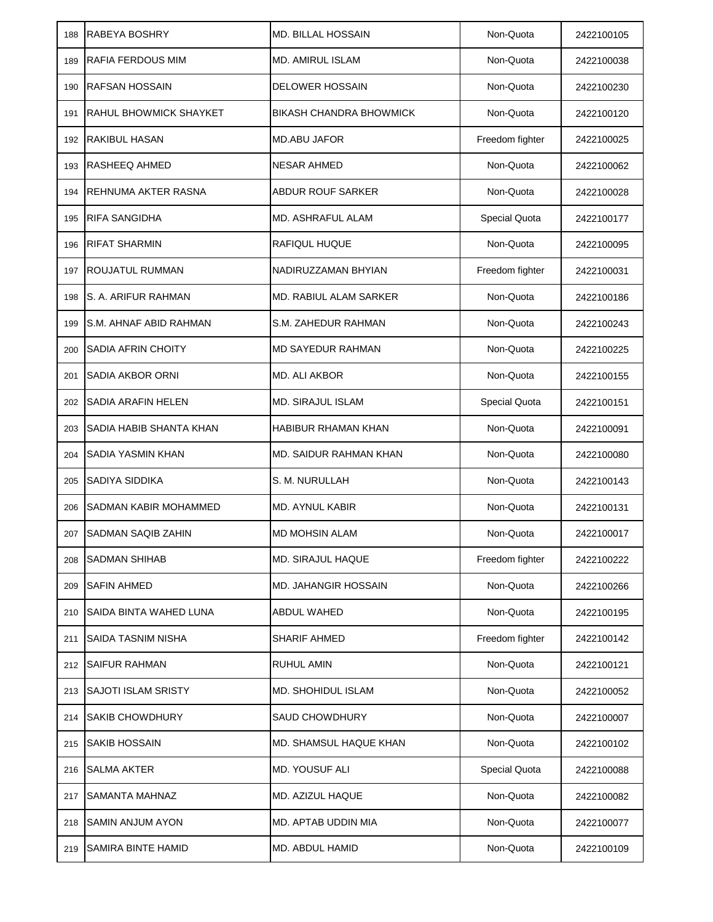| | | | | |
|---|---|---|---|---|
| 188 | RABEYA BOSHRY | MD. BILLAL HOSSAIN | Non-Quota | 2422100105 |
| 189 | RAFIA FERDOUS MIM | MD. AMIRUL ISLAM | Non-Quota | 2422100038 |
| 190 | RAFSAN HOSSAIN | DELOWER HOSSAIN | Non-Quota | 2422100230 |
| 191 | RAHUL BHOWMICK SHAYKET | BIKASH CHANDRA BHOWMICK | Non-Quota | 2422100120 |
| 192 | RAKIBUL HASAN | MD.ABU JAFOR | Freedom fighter | 2422100025 |
| 193 | RASHEEQ AHMED | NESAR AHMED | Non-Quota | 2422100062 |
| 194 | REHNUMA AKTER RASNA | ABDUR ROUF SARKER | Non-Quota | 2422100028 |
| 195 | RIFA SANGIDHA | MD. ASHRAFUL ALAM | Special Quota | 2422100177 |
| 196 | RIFAT SHARMIN | RAFIQUL HUQUE | Non-Quota | 2422100095 |
| 197 | ROUJATUL RUMMAN | NADIRUZZAMAN BHYIAN | Freedom fighter | 2422100031 |
| 198 | S. A. ARIFUR RAHMAN | MD. RABIUL ALAM SARKER | Non-Quota | 2422100186 |
| 199 | S.M. AHNAF ABID RAHMAN | S.M. ZAHEDUR RAHMAN | Non-Quota | 2422100243 |
| 200 | SADIA AFRIN CHOITY | MD SAYEDUR RAHMAN | Non-Quota | 2422100225 |
| 201 | SADIA AKBOR ORNI | MD. ALI AKBOR | Non-Quota | 2422100155 |
| 202 | SADIA ARAFIN HELEN | MD. SIRAJUL ISLAM | Special Quota | 2422100151 |
| 203 | SADIA HABIB SHANTA KHAN | HABIBUR RHAMAN KHAN | Non-Quota | 2422100091 |
| 204 | SADIA YASMIN KHAN | MD. SAIDUR RAHMAN KHAN | Non-Quota | 2422100080 |
| 205 | SADIYA SIDDIKA | S. M. NURULLAH | Non-Quota | 2422100143 |
| 206 | SADMAN KABIR MOHAMMED | MD. AYNUL KABIR | Non-Quota | 2422100131 |
| 207 | SADMAN SAQIB ZAHIN | MD MOHSIN ALAM | Non-Quota | 2422100017 |
| 208 | SADMAN SHIHAB | MD. SIRAJUL HAQUE | Freedom fighter | 2422100222 |
| 209 | SAFIN AHMED | MD. JAHANGIR HOSSAIN | Non-Quota | 2422100266 |
| 210 | SAIDA BINTA WAHED LUNA | ABDUL WAHED | Non-Quota | 2422100195 |
| 211 | SAIDA TASNIM NISHA | SHARIF AHMED | Freedom fighter | 2422100142 |
| 212 | SAIFUR RAHMAN | RUHUL AMIN | Non-Quota | 2422100121 |
| 213 | SAJOTI ISLAM SRISTY | MD. SHOHIDUL ISLAM | Non-Quota | 2422100052 |
| 214 | SAKIB CHOWDHURY | SAUD CHOWDHURY | Non-Quota | 2422100007 |
| 215 | SAKIB HOSSAIN | MD. SHAMSUL HAQUE KHAN | Non-Quota | 2422100102 |
| 216 | SALMA AKTER | MD. YOUSUF ALI | Special Quota | 2422100088 |
| 217 | SAMANTA MAHNAZ | MD. AZIZUL HAQUE | Non-Quota | 2422100082 |
| 218 | SAMIN ANJUM AYON | MD. APTAB UDDIN MIA | Non-Quota | 2422100077 |
| 219 | SAMIRA BINTE HAMID | MD. ABDUL HAMID | Non-Quota | 2422100109 |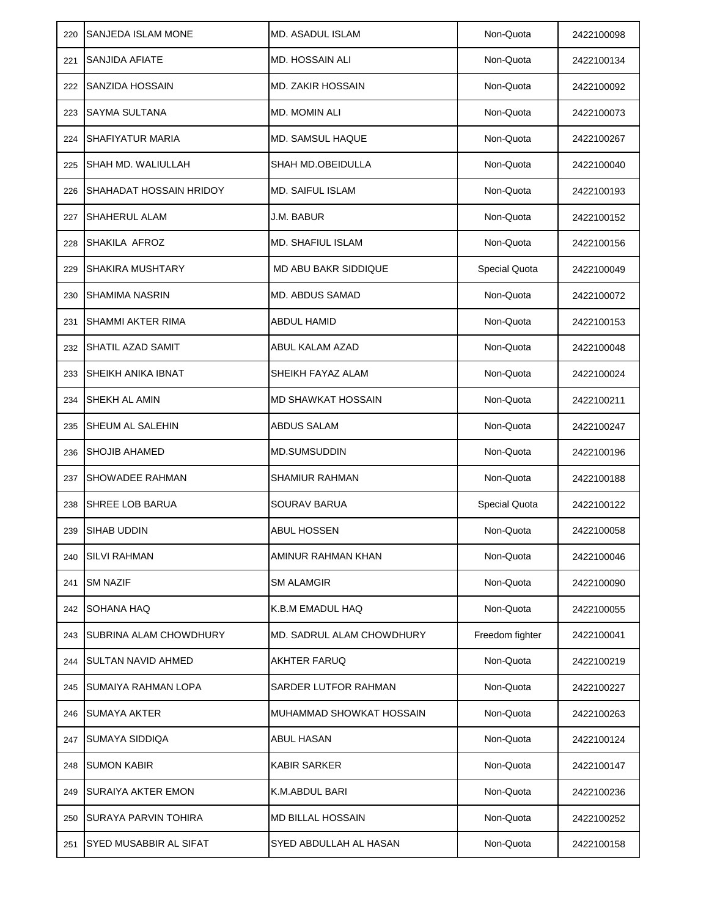| 220 | SANJEDA ISLAM MONE | MD. ASADUL ISLAM | Non-Quota | 2422100098 |
|---|---|---|---|---|
| 221 | SANJIDA AFIATE | MD. HOSSAIN ALI | Non-Quota | 2422100134 |
| 222 | SANZIDA HOSSAIN | MD. ZAKIR HOSSAIN | Non-Quota | 2422100092 |
| 223 | SAYMA SULTANA | MD. MOMIN ALI | Non-Quota | 2422100073 |
| 224 | SHAFIYATUR MARIA | MD. SAMSUL HAQUE | Non-Quota | 2422100267 |
| 225 | SHAH MD. WALIULLAH | SHAH MD.OBEIDULLA | Non-Quota | 2422100040 |
| 226 | SHAHADAT HOSSAIN HRIDOY | MD. SAIFUL ISLAM | Non-Quota | 2422100193 |
| 227 | SHAHERUL ALAM | J.M. BABUR | Non-Quota | 2422100152 |
| 228 | SHAKILA AFROZ | MD. SHAFIUL ISLAM | Non-Quota | 2422100156 |
| 229 | SHAKIRA MUSHTARY | MD ABU BAKR SIDDIQUE | Special Quota | 2422100049 |
| 230 | SHAMIMA NASRIN | MD. ABDUS SAMAD | Non-Quota | 2422100072 |
| 231 | SHAMMI AKTER RIMA | ABDUL HAMID | Non-Quota | 2422100153 |
| 232 | SHATIL AZAD SAMIT | ABUL KALAM AZAD | Non-Quota | 2422100048 |
| 233 | SHEIKH ANIKA IBNAT | SHEIKH FAYAZ ALAM | Non-Quota | 2422100024 |
| 234 | SHEKH AL AMIN | MD SHAWKAT HOSSAIN | Non-Quota | 2422100211 |
| 235 | SHEUM AL SALEHIN | ABDUS SALAM | Non-Quota | 2422100247 |
| 236 | SHOJIB AHAMED | MD.SUMSUDDIN | Non-Quota | 2422100196 |
| 237 | SHOWADEE RAHMAN | SHAMIUR RAHMAN | Non-Quota | 2422100188 |
| 238 | SHREE LOB BARUA | SOURAV BARUA | Special Quota | 2422100122 |
| 239 | SIHAB UDDIN | ABUL HOSSEN | Non-Quota | 2422100058 |
| 240 | SILVI RAHMAN | AMINUR RAHMAN KHAN | Non-Quota | 2422100046 |
| 241 | SM NAZIF | SM ALAMGIR | Non-Quota | 2422100090 |
| 242 | SOHANA HAQ | K.B.M EMADUL HAQ | Non-Quota | 2422100055 |
| 243 | SUBRINA ALAM CHOWDHURY | MD. SADRUL ALAM CHOWDHURY | Freedom fighter | 2422100041 |
| 244 | SULTAN NAVID AHMED | AKHTER FARUQ | Non-Quota | 2422100219 |
| 245 | SUMAIYA RAHMAN LOPA | SARDER LUTFOR RAHMAN | Non-Quota | 2422100227 |
| 246 | SUMAYA AKTER | MUHAMMAD SHOWKAT HOSSAIN | Non-Quota | 2422100263 |
| 247 | SUMAYA SIDDIQA | ABUL HASAN | Non-Quota | 2422100124 |
| 248 | SUMON KABIR | KABIR SARKER | Non-Quota | 2422100147 |
| 249 | SURAIYA AKTER EMON | K.M.ABDUL BARI | Non-Quota | 2422100236 |
| 250 | SURAYA PARVIN TOHIRA | MD BILLAL HOSSAIN | Non-Quota | 2422100252 |
| 251 | SYED MUSABBIR AL SIFAT | SYED ABDULLAH AL HASAN | Non-Quota | 2422100158 |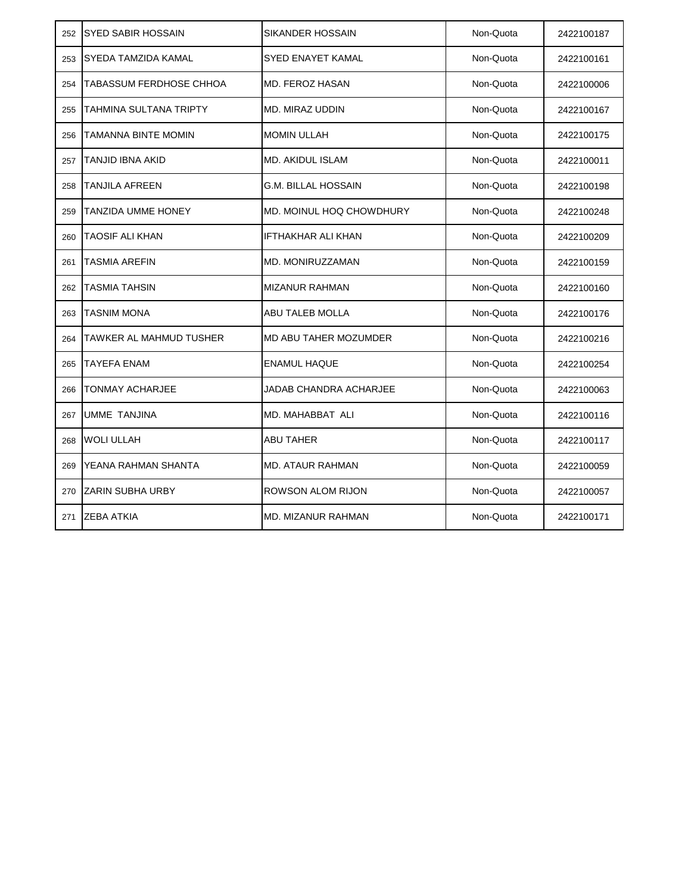| | | | | |
|---|---|---|---|---|
| 252 | SYED SABIR HOSSAIN | SIKANDER HOSSAIN | Non-Quota | 2422100187 |
| 253 | SYEDA TAMZIDA KAMAL | SYED ENAYET KAMAL | Non-Quota | 2422100161 |
| 254 | TABASSUM FERDHOSE CHHOA | MD. FEROZ HASAN | Non-Quota | 2422100006 |
| 255 | TAHMINA SULTANA TRIPTY | MD. MIRAZ UDDIN | Non-Quota | 2422100167 |
| 256 | TAMANNA BINTE MOMIN | MOMIN ULLAH | Non-Quota | 2422100175 |
| 257 | TANJID IBNA AKID | MD. AKIDUL ISLAM | Non-Quota | 2422100011 |
| 258 | TANJILA AFREEN | G.M. BILLAL HOSSAIN | Non-Quota | 2422100198 |
| 259 | TANZIDA UMME HONEY | MD. MOINUL HOQ CHOWDHURY | Non-Quota | 2422100248 |
| 260 | TAOSIF ALI KHAN | IFTHAKHAR ALI KHAN | Non-Quota | 2422100209 |
| 261 | TASMIA AREFIN | MD. MONIRUZZAMAN | Non-Quota | 2422100159 |
| 262 | TASMIA TAHSIN | MIZANUR RAHMAN | Non-Quota | 2422100160 |
| 263 | TASNIM MONA | ABU TALEB MOLLA | Non-Quota | 2422100176 |
| 264 | TAWKER AL MAHMUD TUSHER | MD ABU TAHER MOZUMDER | Non-Quota | 2422100216 |
| 265 | TAYEFA ENAM | ENAMUL HAQUE | Non-Quota | 2422100254 |
| 266 | TONMAY ACHARJEE | JADAB CHANDRA ACHARJEE | Non-Quota | 2422100063 |
| 267 | UMME TANJINA | MD. MAHABBAT ALI | Non-Quota | 2422100116 |
| 268 | WOLI ULLAH | ABU TAHER | Non-Quota | 2422100117 |
| 269 | YEANA RAHMAN SHANTA | MD. ATAUR RAHMAN | Non-Quota | 2422100059 |
| 270 | ZARIN SUBHA URBY | ROWSON ALOM RIJON | Non-Quota | 2422100057 |
| 271 | ZEBA ATKIA | MD. MIZANUR RAHMAN | Non-Quota | 2422100171 |